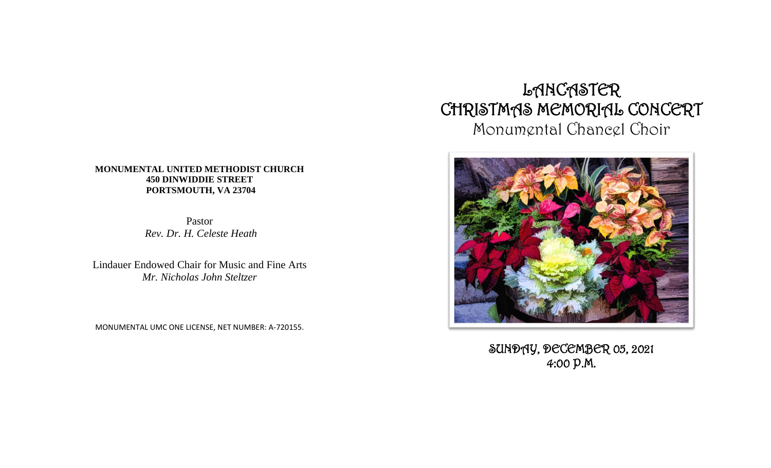**MONUMENTAL UNITED METHODIST CHURCH**
**450 DINWIDDIE STREET**
**PORTSMOUTH, VA 23704**

Pastor
*Rev. Dr. H. Celeste Heath*

Lindauer Endowed Chair for Music and Fine Arts
*Mr. Nicholas John Steltzer*

MONUMENTAL UMC ONE LICENSE, NET NUMBER: A-720155.

# LANCASTER CHRISTMAS MEMORIAL CONCERT

## Monumental Chancel Choir

SUNDAY, DECEMBER 05, 2021
4:00 P.M.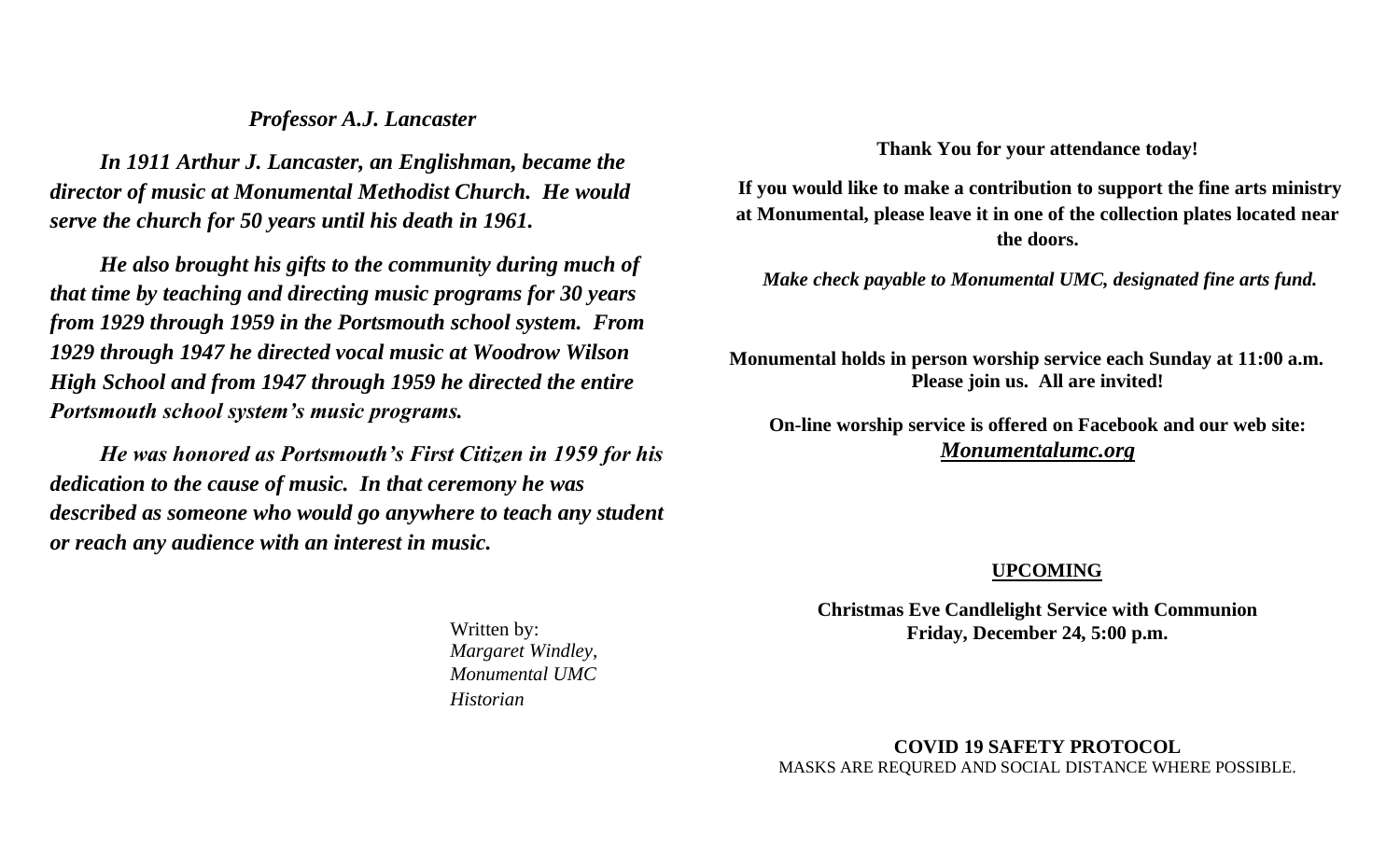### *Professor A.J. Lancaster*

***In 1911 Arthur J. Lancaster, an Englishman, became the director of music at Monumental Methodist Church. He would serve the church for 50 years until his death in 1961.***

***He also brought his gifts to the community during much of that time by teaching and directing music programs for 30 years from 1929 through 1959 in the Portsmouth school system. From 1929 through 1947 he directed vocal music at Woodrow Wilson High School and from 1947 through 1959 he directed the entire Portsmouth school system's music programs.***

***He was honored as Portsmouth's First Citizen in 1959 for his dedication to the cause of music. In that ceremony he was described as someone who would go anywhere to teach any student or reach any audience with an interest in music.***

Written by:
*Margaret Windley,*
*Monumental UMC*
*Historian*

**Thank You for your attendance today!**

**If you would like to make a contribution to support the fine arts ministry at Monumental, please leave it in one of the collection plates located near the doors.**

***Make check payable to Monumental UMC, designated fine arts fund.***

**Monumental holds in person worship service each Sunday at 11:00 a.m. Please join us. All are invited!**

**On-line worship service is offered on Facebook and our web site:**
***Monumentalumc.org***

**UPCOMING**

**Christmas Eve Candlelight Service with Communion**
**Friday, December 24, 5:00 p.m.**

**COVID 19 SAFETY PROTOCOL**
MASKS ARE REQURED AND SOCIAL DISTANCE WHERE POSSIBLE.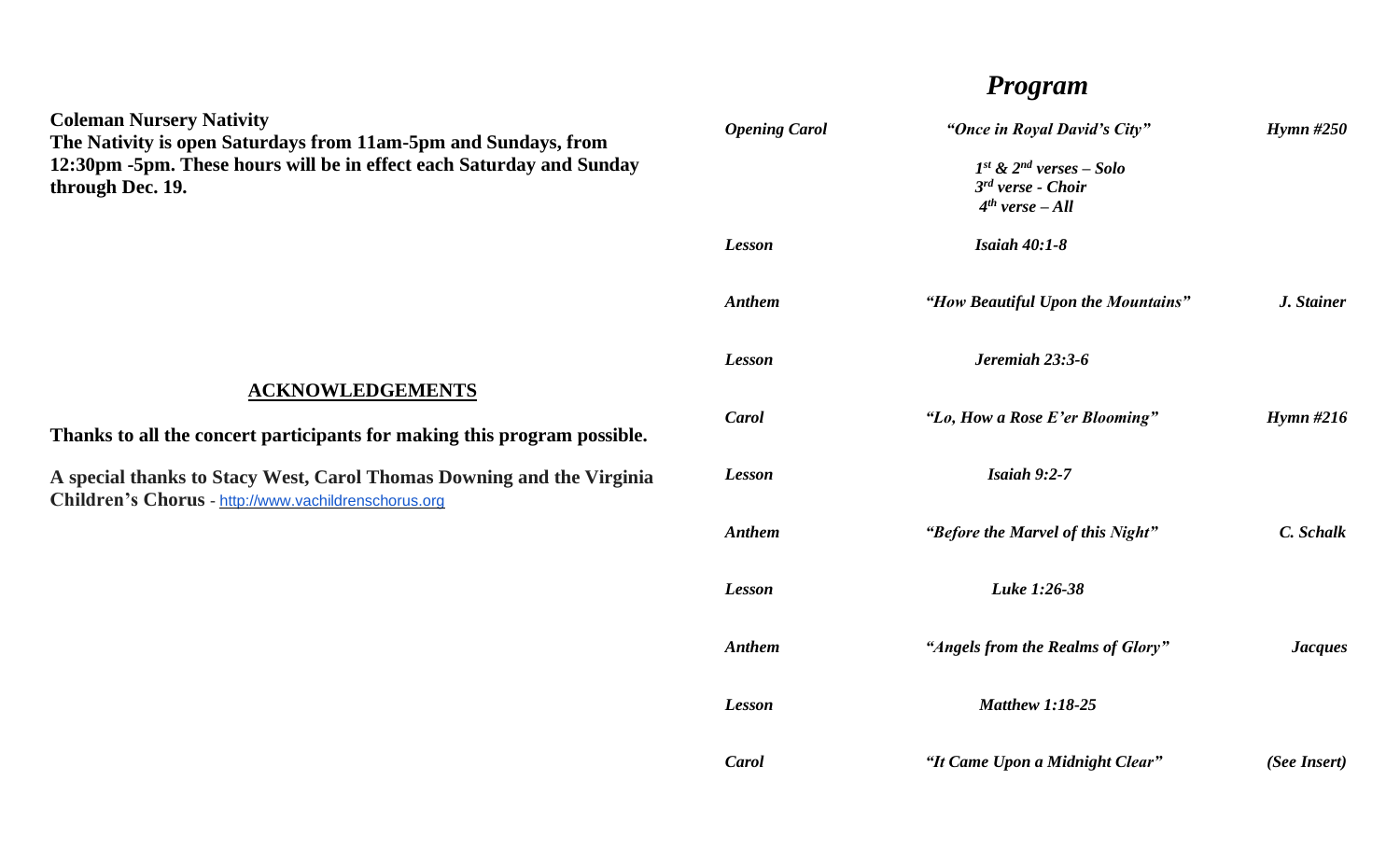**Coleman Nursery Nativity**
**The Nativity is open Saturdays from 11am-5pm and Sundays, from 12:30pm -5pm. These hours will be in effect each Saturday and Sunday through Dec. 19.**

## ACKNOWLEDGEMENTS

**Thanks to all the concert participants for making this program possible.**

**A special thanks to Stacy West, Carol Thomas Downing and the Virginia Children's Chorus** - http://www.vachildrenschorus.org

# *Program*

| | | |
|---|---|---|
| ***Opening Carol*** | ***"Once in Royal David's City"*** | ***Hymn #250*** |
| | ***1st & 2nd verses – Solo*** <br> ***3rd verse - Choir*** <br> ***4th verse – All*** | |
| ***Lesson*** | ***Isaiah 40:1-8*** | |
| ***Anthem*** | ***"How Beautiful Upon the Mountains"*** | ***J. Stainer*** |
| ***Lesson*** | ***Jeremiah 23:3-6*** | |
| ***Carol*** | ***"Lo, How a Rose E'er Blooming"*** | ***Hymn #216*** |
| ***Lesson*** | ***Isaiah 9:2-7*** | |
| ***Anthem*** | ***"Before the Marvel of this Night"*** | ***C. Schalk*** |
| ***Lesson*** | ***Luke 1:26-38*** | |
| ***Anthem*** | ***"Angels from the Realms of Glory"*** | ***Jacques*** |
| ***Lesson*** | ***Matthew 1:18-25*** | |
| ***Carol*** | ***"It Came Upon a Midnight Clear"*** | ***(See Insert)*** |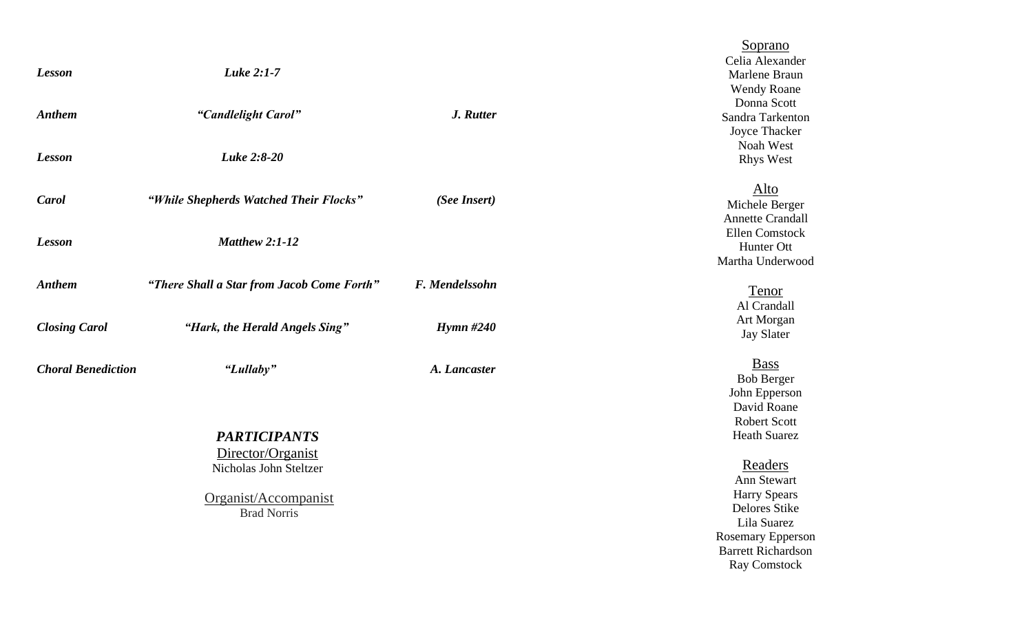| | | |
|---|---|---|
| ***Lesson*** | ***Luke 2:1-7*** | |
| ***Anthem*** | ***"Candlelight Carol"*** | ***J. Rutter*** |
| ***Lesson*** | ***Luke 2:8-20*** | |
| ***Carol*** | ***"While Shepherds Watched Their Flocks"*** | ***(See Insert)*** |
| ***Lesson*** | ***Matthew 2:1-12*** | |
| ***Anthem*** | ***"There Shall a Star from Jacob Come Forth"*** | ***F. Mendelssohn*** |
| ***Closing Carol*** | ***"Hark, the Herald Angels Sing"*** | ***Hymn #240*** |
| ***Choral Benediction*** | ***"Lullaby"*** | ***A. Lancaster*** |

## ***PARTICIPANTS***

Director/Organist
Nicholas John Steltzer

Organist/Accompanist
Brad Norris

Soprano
Celia Alexander
Marlene Braun
Wendy Roane
Donna Scott
Sandra Tarkenton
Joyce Thacker
Noah West
Rhys West

Alto
Michele Berger
Annette Crandall
Ellen Comstock
Hunter Ott
Martha Underwood

Tenor
Al Crandall
Art Morgan
Jay Slater

Bass
Bob Berger
John Epperson
David Roane
Robert Scott
Heath Suarez

Readers
Ann Stewart
Harry Spears
Delores Stike
Lila Suarez
Rosemary Epperson
Barrett Richardson
Ray Comstock